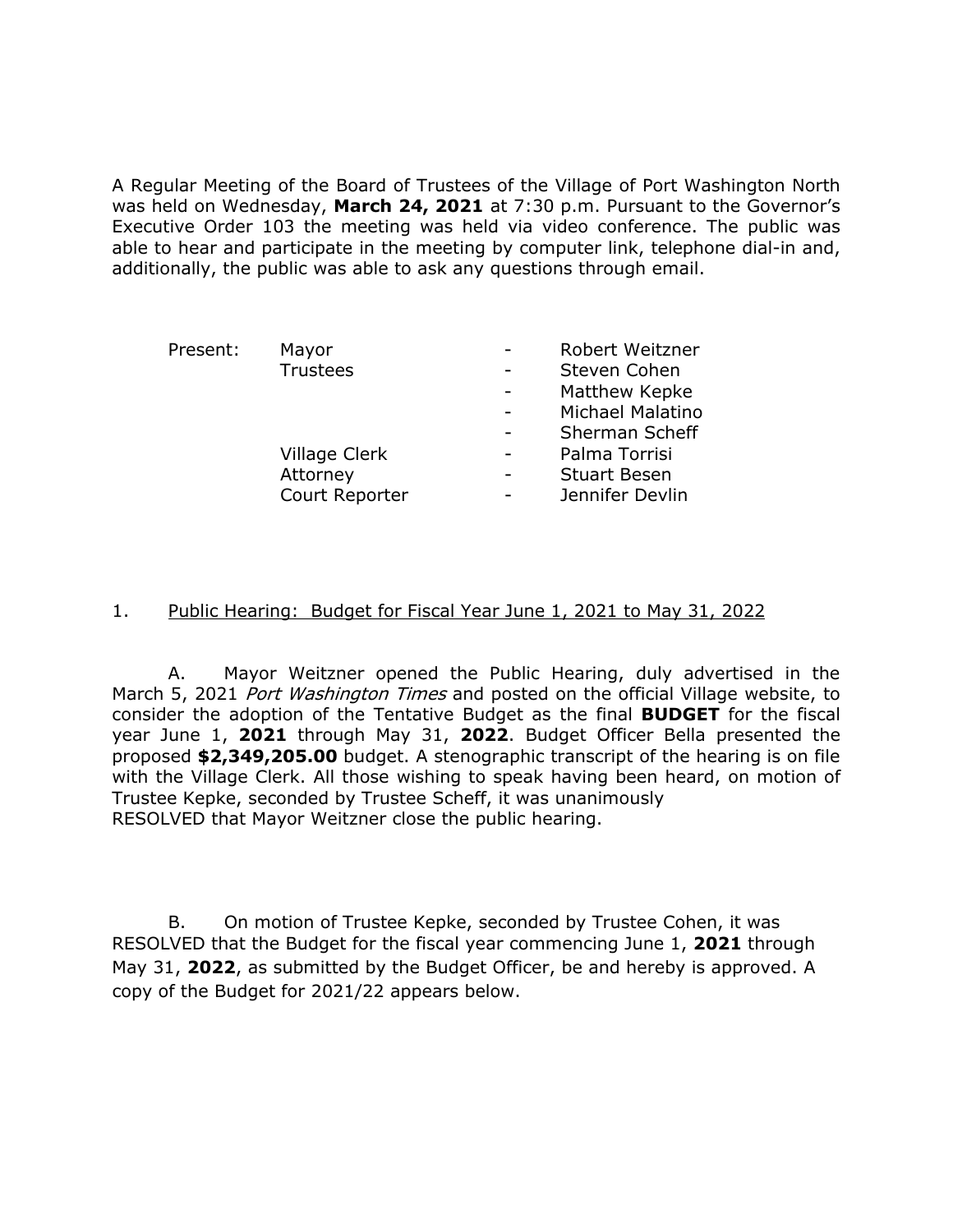A Regular Meeting of the Board of Trustees of the Village of Port Washington North was held on Wednesday, **March 24, 2021** at 7:30 p.m. Pursuant to the Governor's Executive Order 103 the meeting was held via video conference. The public was able to hear and participate in the meeting by computer link, telephone dial-in and, additionally, the public was able to ask any questions through email.

| Present: | Mayor | - | Robert Weitzner |
|---|---|---|---|
| | Trustees | - | Steven Cohen |
| | | - | Matthew Kepke |
| | | - | Michael Malatino |
| | | - | Sherman Scheff |
| | Village Clerk | - | Palma Torrisi |
| | Attorney | - | Stuart Besen |
| | Court Reporter | - | Jennifer Devlin |

1. Public Hearing: Budget for Fiscal Year June 1, 2021 to May 31, 2022

A. Mayor Weitzner opened the Public Hearing, duly advertised in the March 5, 2021 *Port Washington Times* and posted on the official Village website, to consider the adoption of the Tentative Budget as the final **BUDGET** for the fiscal year June 1, **2021** through May 31, **2022**. Budget Officer Bella presented the proposed **$2,349,205.00** budget. A stenographic transcript of the hearing is on file with the Village Clerk. All those wishing to speak having been heard, on motion of Trustee Kepke, seconded by Trustee Scheff, it was unanimously
RESOLVED that Mayor Weitzner close the public hearing.

B. On motion of Trustee Kepke, seconded by Trustee Cohen, it was RESOLVED that the Budget for the fiscal year commencing June 1, **2021** through May 31, **2022**, as submitted by the Budget Officer, be and hereby is approved. A copy of the Budget for 2021/22 appears below.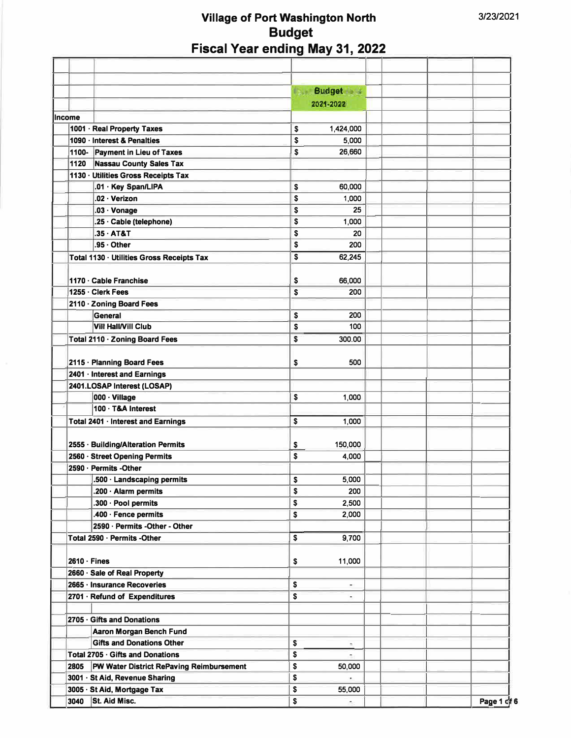# Village of Port Washington North
## Budget
## Fiscal Year ending May 31, 2022

3/23/2021

| | | Budget 2021-2022 |
|---|---|---|
| **Income** | | |
| 1001 · Real Property Taxes | | $ 1,424,000 |
| 1090 · Interest & Penalties | | $ 5,000 |
| 1100- | Payment in Lieu of Taxes | $ 26,660 |
| 1120 | Nassau County Sales Tax | |
| 1130 · Utilities Gross Receipts Tax | | |
| | .01 · Key Span/LIPA | $ 60,000 |
| | .02 · Verizon | $ 1,000 |
| | .03 · Vonage | $ 25 |
| | .25 · Cable (telephone) | $ 1,000 |
| | .35 · AT&T | $ 20 |
| | .95 · Other | $ 200 |
| Total 1130 · Utilities Gross Receipts Tax | | $ 62,245 |
| 1170 · Cable Franchise | | $ 66,000 |
| 1255 · Clerk Fees | | $ 200 |
| 2110 · Zoning Board Fees | | |
| | General | $ 200 |
| | Vill Hall/Vill Club | $ 100 |
| Total 2110 · Zoning Board Fees | | $ 300.00 |
| 2115 · Planning Board Fees | | $ 500 |
| 2401 · Interest and Earnings | | |
| 2401.LOSAP Interest (LOSAP) | | |
| | 000 · Village | $ 1,000 |
| | 100 · T&A Interest | |
| Total 2401 · Interest and Earnings | | $ 1,000 |
| 2555 · Building/Alteration Permits | | $ 150,000 |
| 2560 · Street Opening Permits | | $ 4,000 |
| 2590 · Permits -Other | | |
| | .500 · Landscaping permits | $ 5,000 |
| | .200 · Alarm permits | $ 200 |
| | .300 · Pool permits | $ 2,500 |
| | .400 · Fence permits | $ 2,000 |
| | 2590 · Permits -Other - Other | |
| Total 2590 · Permits -Other | | $ 9,700 |
| 2610 · Fines | | $ 11,000 |
| 2660 · Sale of Real Property | | |
| 2665 · Insurance Recoveries | | $ - |
| 2701 · Refund of Expenditures | | $ - |
| 2705 · Gifts and Donations | | |
| | Aaron Morgan Bench Fund | |
| | Gifts and Donations Other | $ - |
| Total 2705 · Gifts and Donations | | $ - |
| 2805 | PW Water District RePaving Reimbursement | $ 50,000 |
| 3001 · St Aid, Revenue Sharing | | $ - |
| 3005 · St Aid, Mortgage Tax | | $ 55,000 |
| 3040 | St. Aid Misc. | $ - |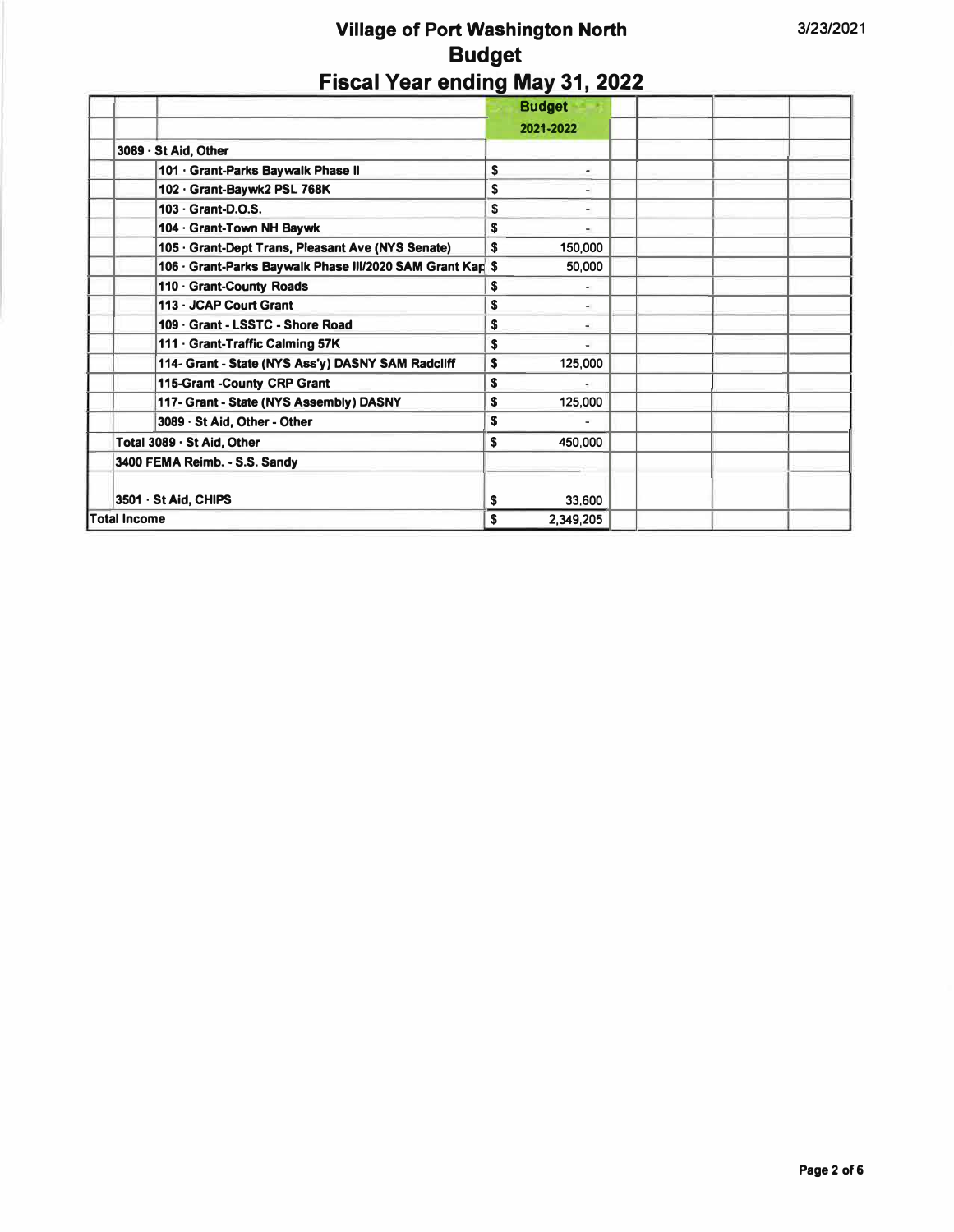# Village of Port Washington North
## Budget
## Fiscal Year ending May 31, 2022

3/23/2021

| | Budget 2021-2022 |
|---|---|
| 3089 · St Aid, Other | |
| 101 · Grant-Parks Baywalk Phase II | $ - |
| 102 · Grant-Baywk2 PSL 768K | $ - |
| 103 · Grant-D.O.S. | $ - |
| 104 · Grant-Town NH Baywk | $ - |
| 105 · Grant-Dept Trans, Pleasant Ave (NYS Senate) | $ 150,000 |
| 106 · Grant-Parks Baywalk Phase III/2020 SAM Grant Kap | $ 50,000 |
| 110 · Grant-County Roads | $ - |
| 113 · JCAP Court Grant | $ - |
| 109 · Grant - LSSTC - Shore Road | $ - |
| 111 · Grant-Traffic Calming 57K | $ - |
| 114- Grant - State (NYS Ass'y) DASNY SAM Radcliff | $ 125,000 |
| 115-Grant -County CRP Grant | $ - |
| 117- Grant - State (NYS Assembly) DASNY | $ 125,000 |
| 3089 · St Aid, Other - Other | $ - |
| Total 3089 · St Aid, Other | $ 450,000 |
| 3400 FEMA Reimb. - S.S. Sandy | |
| 3501 · St Aid, CHIPS | $ 33,600 |
| Total Income | $ 2,349,205 |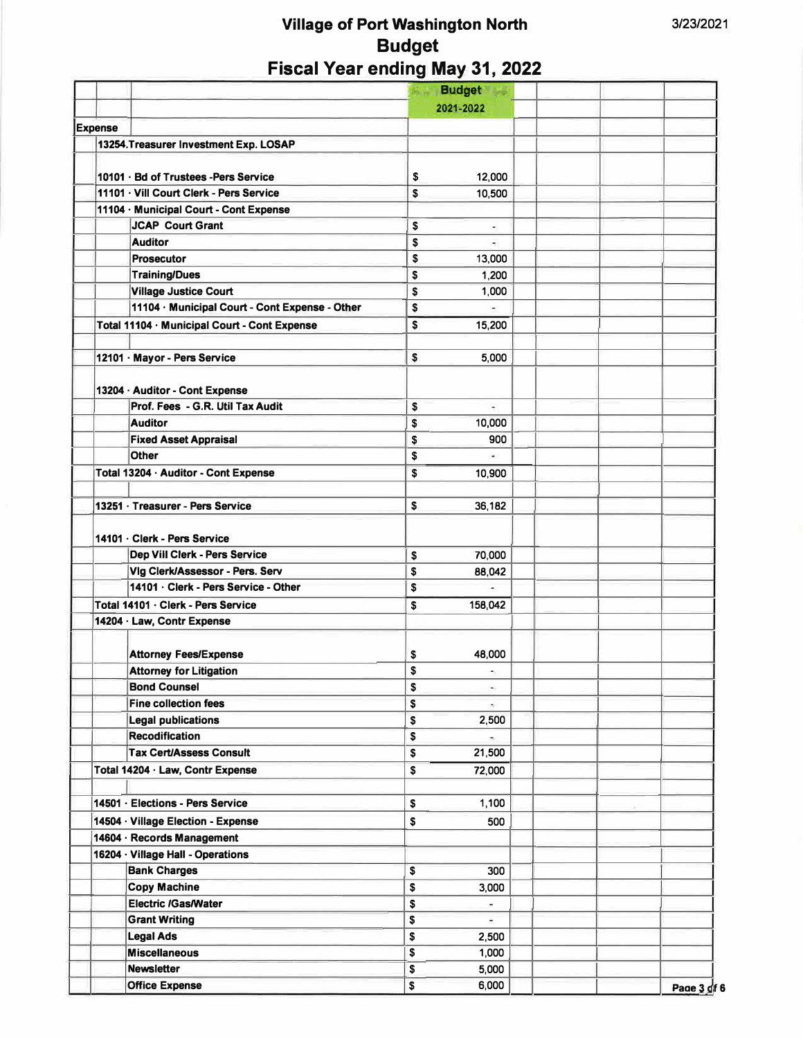# Village of Port Washington North

## Budget

## Fiscal Year ending May 31, 2022

3/23/2021

| | Budget 2021-2022 |
|---|---|
| **Expense** | |
| 13254.Treasurer Investment Exp. LOSAP | |
| 10101 · Bd of Trustees -Pers Service | $ 12,000 |
| 11101 · Vill Court Clerk - Pers Service | $ 10,500 |
| 11104 · Municipal Court - Cont Expense | |
| JCAP Court Grant | $ - |
| Auditor | $ - |
| Prosecutor | $ 13,000 |
| Training/Dues | $ 1,200 |
| Village Justice Court | $ 1,000 |
| 11104 · Municipal Court - Cont Expense - Other | $ - |
| Total 11104 · Municipal Court - Cont Expense | $ 15,200 |
| 12101 · Mayor - Pers Service | $ 5,000 |
| 13204 · Auditor - Cont Expense | |
| Prof. Fees - G.R. Util Tax Audit | $ - |
| Auditor | $ 10,000 |
| Fixed Asset Appraisal | $ 900 |
| Other | $ - |
| Total 13204 · Auditor - Cont Expense | $ 10,900 |
| 13251 · Treasurer - Pers Service | $ 36,182 |
| 14101 · Clerk - Pers Service | |
| Dep Vill Clerk - Pers Service | $ 70,000 |
| Vlg Clerk/Assessor - Pers. Serv | $ 88,042 |
| 14101 · Clerk - Pers Service - Other | $ - |
| Total 14101 · Clerk - Pers Service | $ 158,042 |
| 14204 · Law, Contr Expense | |
| Attorney Fees/Expense | $ 48,000 |
| Attorney for Litigation | $ - |
| Bond Counsel | $ - |
| Fine collection fees | $ - |
| Legal publications | $ 2,500 |
| Recodification | $ - |
| Tax Cert/Assess Consult | $ 21,500 |
| Total 14204 · Law, Contr Expense | $ 72,000 |
| 14501 · Elections - Pers Service | $ 1,100 |
| 14504 · Village Election - Expense | $ 500 |
| 14604 · Records Management | |
| 16204 · Village Hall - Operations | |
| Bank Charges | $ 300 |
| Copy Machine | $ 3,000 |
| Electric /Gas/Water | $ - |
| Grant Writing | $ - |
| Legal Ads | $ 2,500 |
| Miscellaneous | $ 1,000 |
| Newsletter | $ 5,000 |
| Office Expense | $ 6,000 |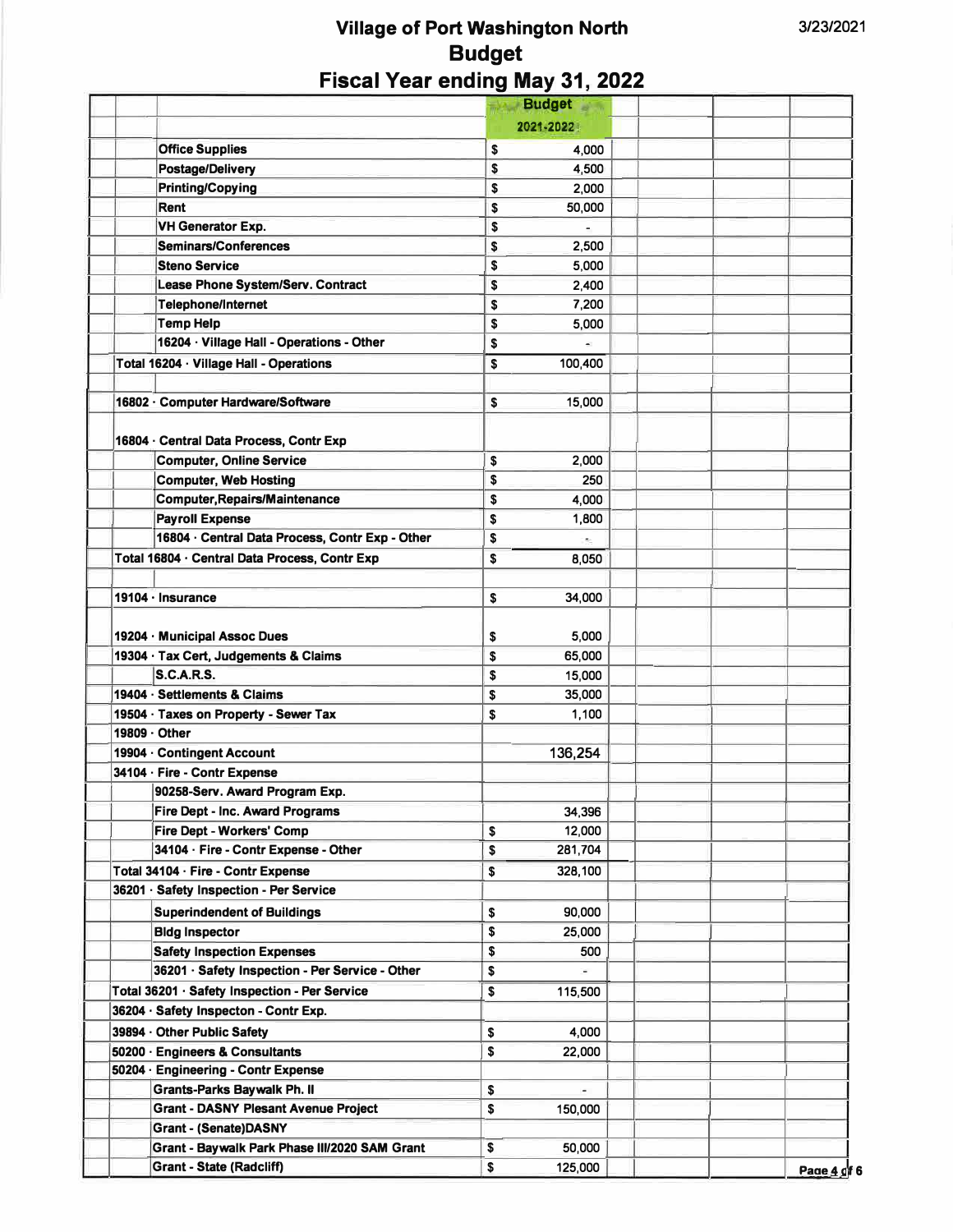# Village of Port Washington North
## Budget
## Fiscal Year ending May 31, 2022

3/23/2021

| | | Budget 2021-2022 | | | |
|---|---|---|---|---|---|
| | Office Supplies | $ 4,000 | | | |
| | Postage/Delivery | $ 4,500 | | | |
| | Printing/Copying | $ 2,000 | | | |
| | Rent | $ 50,000 | | | |
| | VH Generator Exp. | $ - | | | |
| | Seminars/Conferences | $ 2,500 | | | |
| | Steno Service | $ 5,000 | | | |
| | Lease Phone System/Serv. Contract | $ 2,400 | | | |
| | Telephone/Internet | $ 7,200 | | | |
| | Temp Help | $ 5,000 | | | |
| | 16204 · Village Hall - Operations - Other | $ - | | | |
| Total 16204 · Village Hall - Operations | | $ 100,400 | | | |
| | | | | | |
| 16802 · Computer Hardware/Software | | $ 15,000 | | | |
| | | | | | |
| 16804 · Central Data Process, Contr Exp | | | | | |
| | Computer, Online Service | $ 2,000 | | | |
| | Computer, Web Hosting | $ 250 | | | |
| | Computer,Repairs/Maintenance | $ 4,000 | | | |
| | Payroll Expense | $ 1,800 | | | |
| | 16804 · Central Data Process, Contr Exp - Other | $ - | | | |
| Total 16804 · Central Data Process, Contr Exp | | $ 8,050 | | | |
| | | | | | |
| 19104 · Insurance | | $ 34,000 | | | |
| | | | | | |
| 19204 · Municipal Assoc Dues | | $ 5,000 | | | |
| 19304 · Tax Cert, Judgements & Claims | | $ 65,000 | | | |
| | S.C.A.R.S. | $ 15,000 | | | |
| 19404 · Settlements & Claims | | $ 35,000 | | | |
| 19504 · Taxes on Property - Sewer Tax | | $ 1,100 | | | |
| 19809 · Other | | | | | |
| 19904 · Contingent Account | | 136,254 | | | |
| 34104 · Fire - Contr Expense | | | | | |
| | 90258-Serv. Award Program Exp. | | | | |
| | Fire Dept - Inc. Award Programs | 34,396 | | | |
| | Fire Dept - Workers' Comp | $ 12,000 | | | |
| | 34104 · Fire - Contr Expense - Other | $ 281,704 | | | |
| Total 34104 · Fire - Contr Expense | | $ 328,100 | | | |
| 36201 · Safety Inspection - Per Service | | | | | |
| | Superindendent of Buildings | $ 90,000 | | | |
| | Bldg Inspector | $ 25,000 | | | |
| | Safety Inspection Expenses | $ 500 | | | |
| | 36201 · Safety Inspection - Per Service - Other | $ - | | | |
| Total 36201 · Safety Inspection - Per Service | | $ 115,500 | | | |
| 36204 · Safety Inspecton - Contr. Exp. | | | | | |
| 39894 · Other Public Safety | | $ 4,000 | | | |
| 50200 · Engineers & Consultants | | $ 22,000 | | | |
| 50204 · Engineering - Contr Expense | | | | | |
| | Grants-Parks Baywalk Ph. II | $ - | | | |
| | Grant - DASNY Plesant Avenue Project | $ 150,000 | | | |
| | Grant - (Senate)DASNY | | | | |
| | Grant - Baywalk Park Phase III/2020 SAM Grant | $ 50,000 | | | |
| | Grant - State (Radcliff) | $ 125,000 | | | |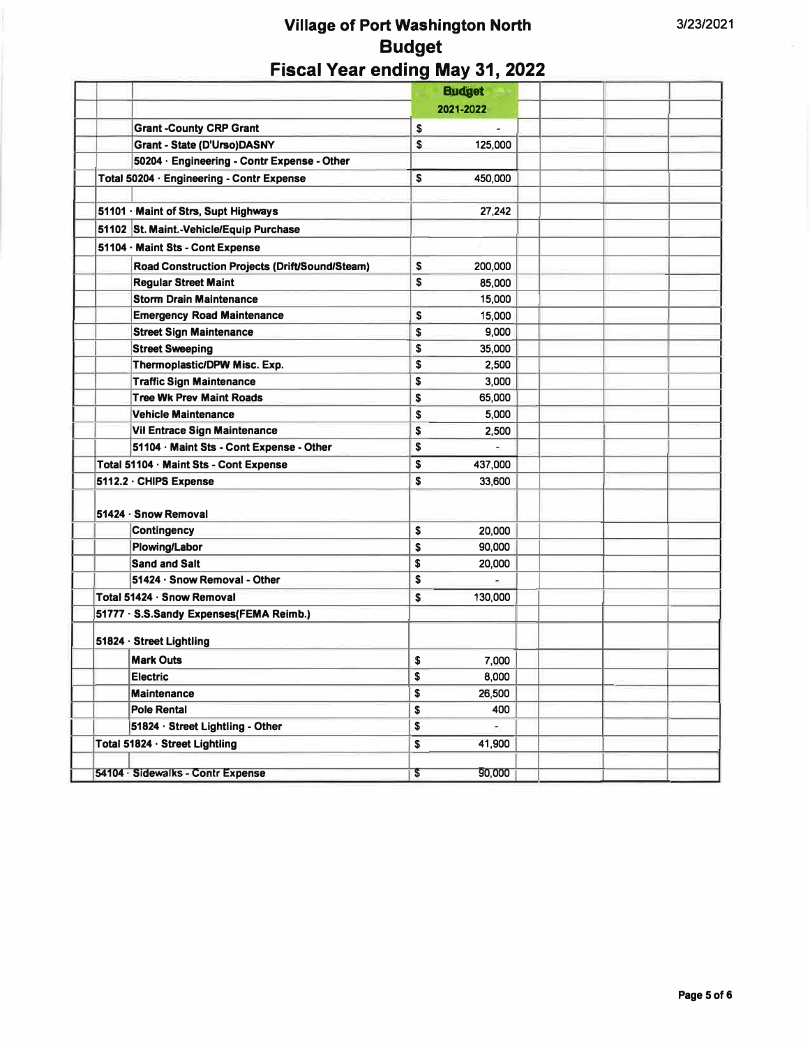# Village of Port Washington North
## Budget
## Fiscal Year ending May 31, 2022

| | Budget 2021-2022 |
|---|---|
| Grant -County CRP Grant | $ - |
| Grant - State (D'Urso)DASNY | $ 125,000 |
| 50204 · Engineering - Contr Expense - Other | |
| **Total 50204 · Engineering - Contr Expense** | $ 450,000 |
| | |
| 51101 · Maint of Strs, Supt Highways | 27,242 |
| 51102 St. Maint.-Vehicle/Equip Purchase | |
| 51104 · Maint Sts - Cont Expense | |
| Road Construction Projects (Drift/Sound/Steam) | $ 200,000 |
| Regular Street Maint | $ 85,000 |
| Storm Drain Maintenance | 15,000 |
| Emergency Road Maintenance | $ 15,000 |
| Street Sign Maintenance | $ 9,000 |
| Street Sweeping | $ 35,000 |
| Thermoplastic/DPW Misc. Exp. | $ 2,500 |
| Traffic Sign Maintenance | $ 3,000 |
| Tree Wk Prev Maint Roads | $ 65,000 |
| Vehicle Maintenance | $ 5,000 |
| Vil Entrace Sign Maintenance | $ 2,500 |
| 51104 · Maint Sts - Cont Expense - Other | $ - |
| **Total 51104 · Maint Sts - Cont Expense** | $ 437,000 |
| 5112.2 · CHIPS Expense | $ 33,600 |
| | |
| 51424 · Snow Removal | |
| Contingency | $ 20,000 |
| Plowing/Labor | $ 90,000 |
| Sand and Salt | $ 20,000 |
| 51424 · Snow Removal - Other | $ - |
| **Total 51424 · Snow Removal** | $ 130,000 |
| 51777 · S.S.Sandy Expenses(FEMA Reimb.) | |
| | |
| 51824 · Street Lightling | |
| Mark Outs | $ 7,000 |
| Electric | $ 8,000 |
| Maintenance | $ 26,500 |
| Pole Rental | $ 400 |
| 51824 · Street Lightling - Other | $ - |
| **Total 51824 · Street Lightling** | $ 41,900 |
| | |
| 54104 · Sidewalks - Contr Expense | $ 90,000 |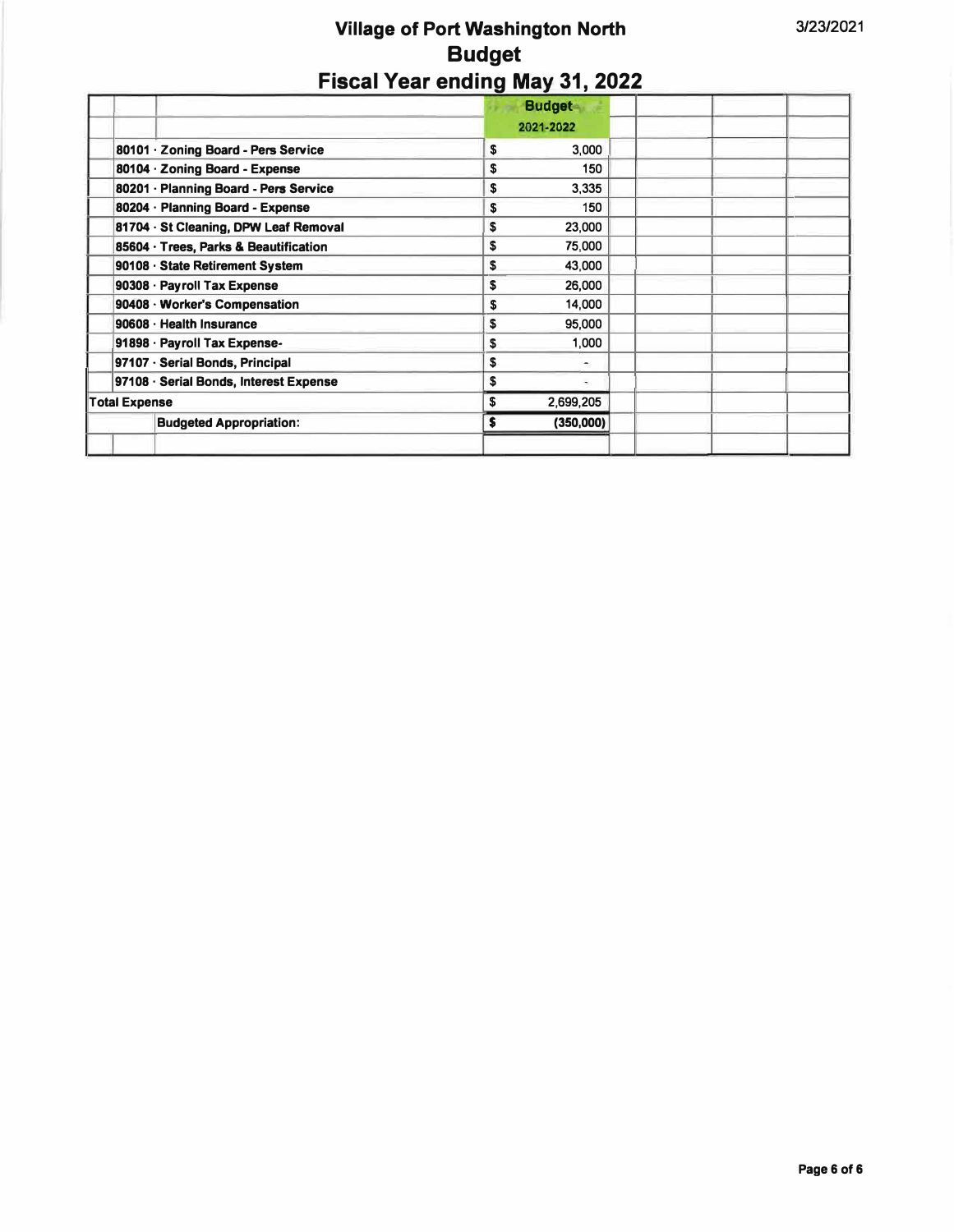# Village of Port Washington North
## Budget
## Fiscal Year ending May 31, 2022

| | Budget 2021-2022 |
|---|---|
| 80101 · Zoning Board - Pers Service | $ 3,000 |
| 80104 · Zoning Board - Expense | $ 150 |
| 80201 · Planning Board - Pers Service | $ 3,335 |
| 80204 · Planning Board - Expense | $ 150 |
| 81704 · St Cleaning, DPW Leaf Removal | $ 23,000 |
| 85604 · Trees, Parks & Beautification | $ 75,000 |
| 90108 · State Retirement System | $ 43,000 |
| 90308 · Payroll Tax Expense | $ 26,000 |
| 90408 · Worker's Compensation | $ 14,000 |
| 90608 · Health Insurance | $ 95,000 |
| 91898 · Payroll Tax Expense- | $ 1,000 |
| 97107 · Serial Bonds, Principal | $ - |
| 97108 · Serial Bonds, Interest Expense | $ - |
| **Total Expense** | **$ 2,699,205** |
| **Budgeted Appropriation:** | **$ (350,000)** |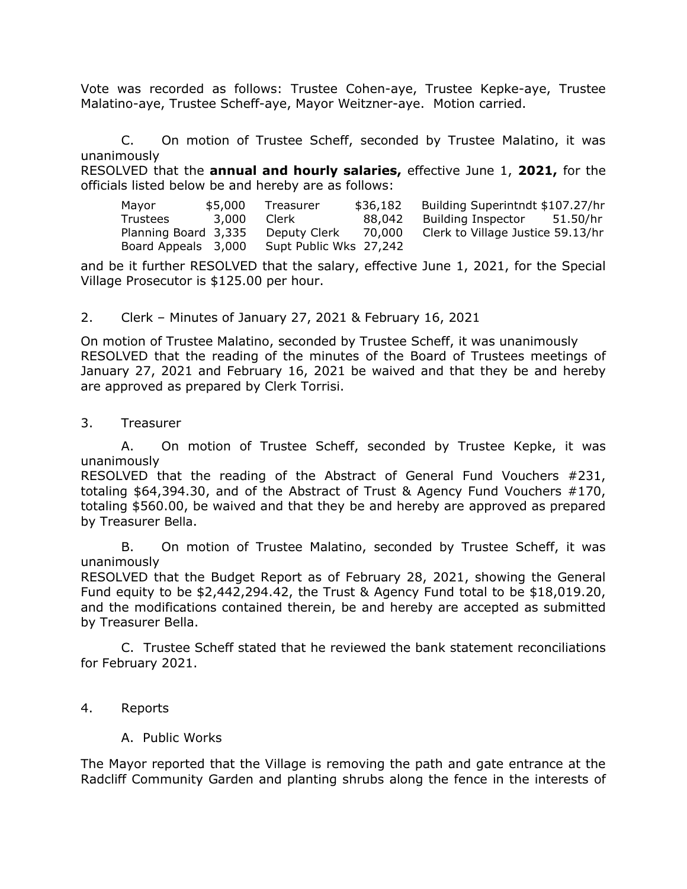Vote was recorded as follows: Trustee Cohen-aye, Trustee Kepke-aye, Trustee Malatino-aye, Trustee Scheff-aye, Mayor Weitzner-aye. Motion carried.

C. On motion of Trustee Scheff, seconded by Trustee Malatino, it was unanimously
RESOLVED that the **annual and hourly salaries,** effective June 1, **2021,** for the officials listed below be and hereby are as follows:

| | | | | | |
|---|---|---|---|---|---|
| Mayor | $5,000 | Treasurer | $36,182 | Building Superintndt | $107.27/hr |
| Trustees | 3,000 | Clerk | 88,042 | Building Inspector | 51.50/hr |
| Planning Board | 3,335 | Deputy Clerk | 70,000 | Clerk to Village Justice | 59.13/hr |
| Board Appeals | 3,000 | Supt Public Wks | 27,242 | | |

and be it further RESOLVED that the salary, effective June 1, 2021, for the Special Village Prosecutor is $125.00 per hour.

2. Clerk – Minutes of January 27, 2021 & February 16, 2021

On motion of Trustee Malatino, seconded by Trustee Scheff, it was unanimously
RESOLVED that the reading of the minutes of the Board of Trustees meetings of January 27, 2021 and February 16, 2021 be waived and that they be and hereby are approved as prepared by Clerk Torrisi.

3. Treasurer

A. On motion of Trustee Scheff, seconded by Trustee Kepke, it was unanimously
RESOLVED that the reading of the Abstract of General Fund Vouchers #231, totaling $64,394.30, and of the Abstract of Trust & Agency Fund Vouchers #170, totaling $560.00, be waived and that they be and hereby are approved as prepared by Treasurer Bella.

B. On motion of Trustee Malatino, seconded by Trustee Scheff, it was unanimously
RESOLVED that the Budget Report as of February 28, 2021, showing the General Fund equity to be $2,442,294.42, the Trust & Agency Fund total to be $18,019.20, and the modifications contained therein, be and hereby are accepted as submitted by Treasurer Bella.

C. Trustee Scheff stated that he reviewed the bank statement reconciliations for February 2021.

4. Reports

A. Public Works

The Mayor reported that the Village is removing the path and gate entrance at the Radcliff Community Garden and planting shrubs along the fence in the interests of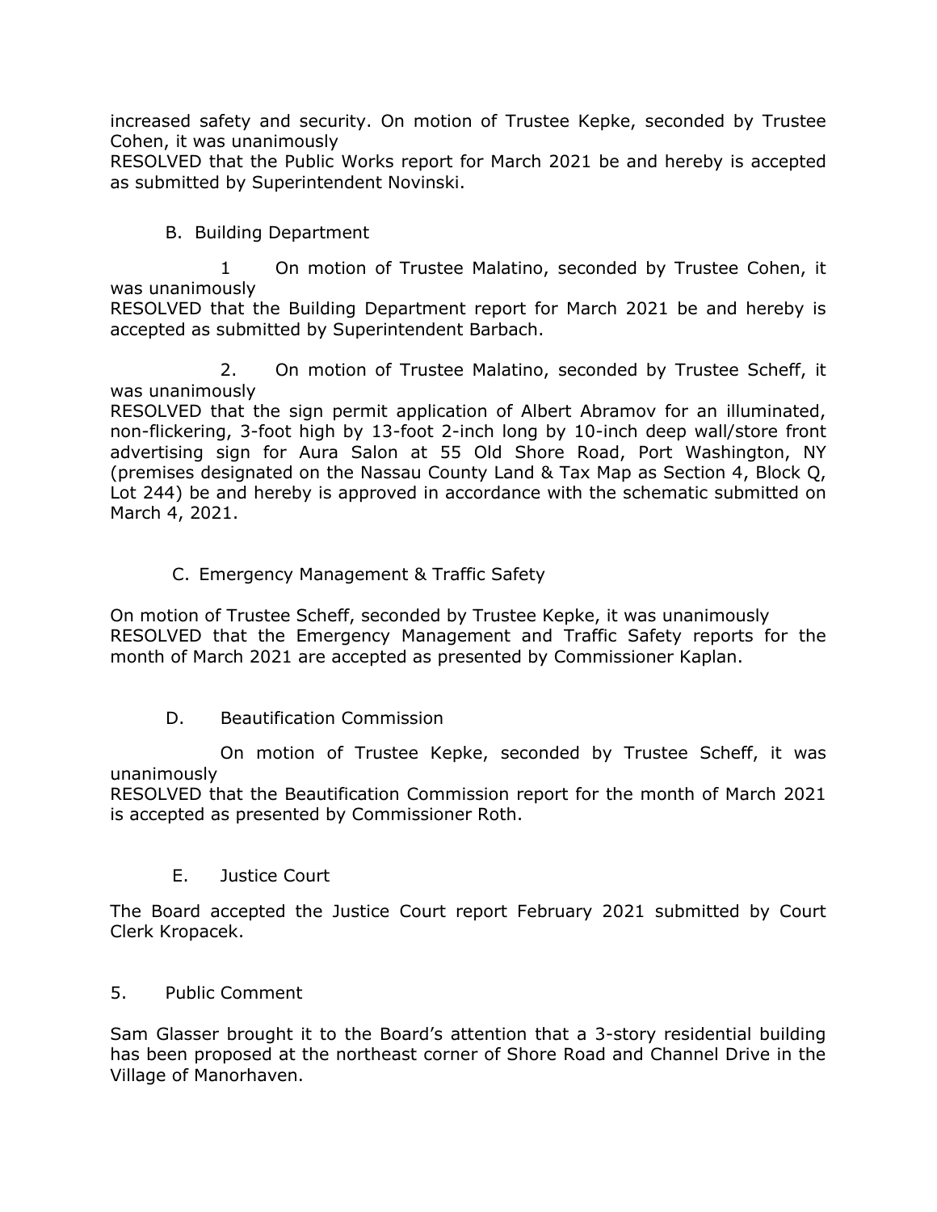increased safety and security. On motion of Trustee Kepke, seconded by Trustee Cohen, it was unanimously
RESOLVED that the Public Works report for March 2021 be and hereby is accepted as submitted by Superintendent Novinski.

B. Building Department

1 On motion of Trustee Malatino, seconded by Trustee Cohen, it was unanimously
RESOLVED that the Building Department report for March 2021 be and hereby is accepted as submitted by Superintendent Barbach.

2. On motion of Trustee Malatino, seconded by Trustee Scheff, it was unanimously
RESOLVED that the sign permit application of Albert Abramov for an illuminated, non-flickering, 3-foot high by 13-foot 2-inch long by 10-inch deep wall/store front advertising sign for Aura Salon at 55 Old Shore Road, Port Washington, NY (premises designated on the Nassau County Land & Tax Map as Section 4, Block Q, Lot 244) be and hereby is approved in accordance with the schematic submitted on March 4, 2021.

C. Emergency Management & Traffic Safety

On motion of Trustee Scheff, seconded by Trustee Kepke, it was unanimously
RESOLVED that the Emergency Management and Traffic Safety reports for the month of March 2021 are accepted as presented by Commissioner Kaplan.

D. Beautification Commission

On motion of Trustee Kepke, seconded by Trustee Scheff, it was unanimously
RESOLVED that the Beautification Commission report for the month of March 2021 is accepted as presented by Commissioner Roth.

E. Justice Court

The Board accepted the Justice Court report February 2021 submitted by Court Clerk Kropacek.

5. Public Comment

Sam Glasser brought it to the Board's attention that a 3-story residential building has been proposed at the northeast corner of Shore Road and Channel Drive in the Village of Manorhaven.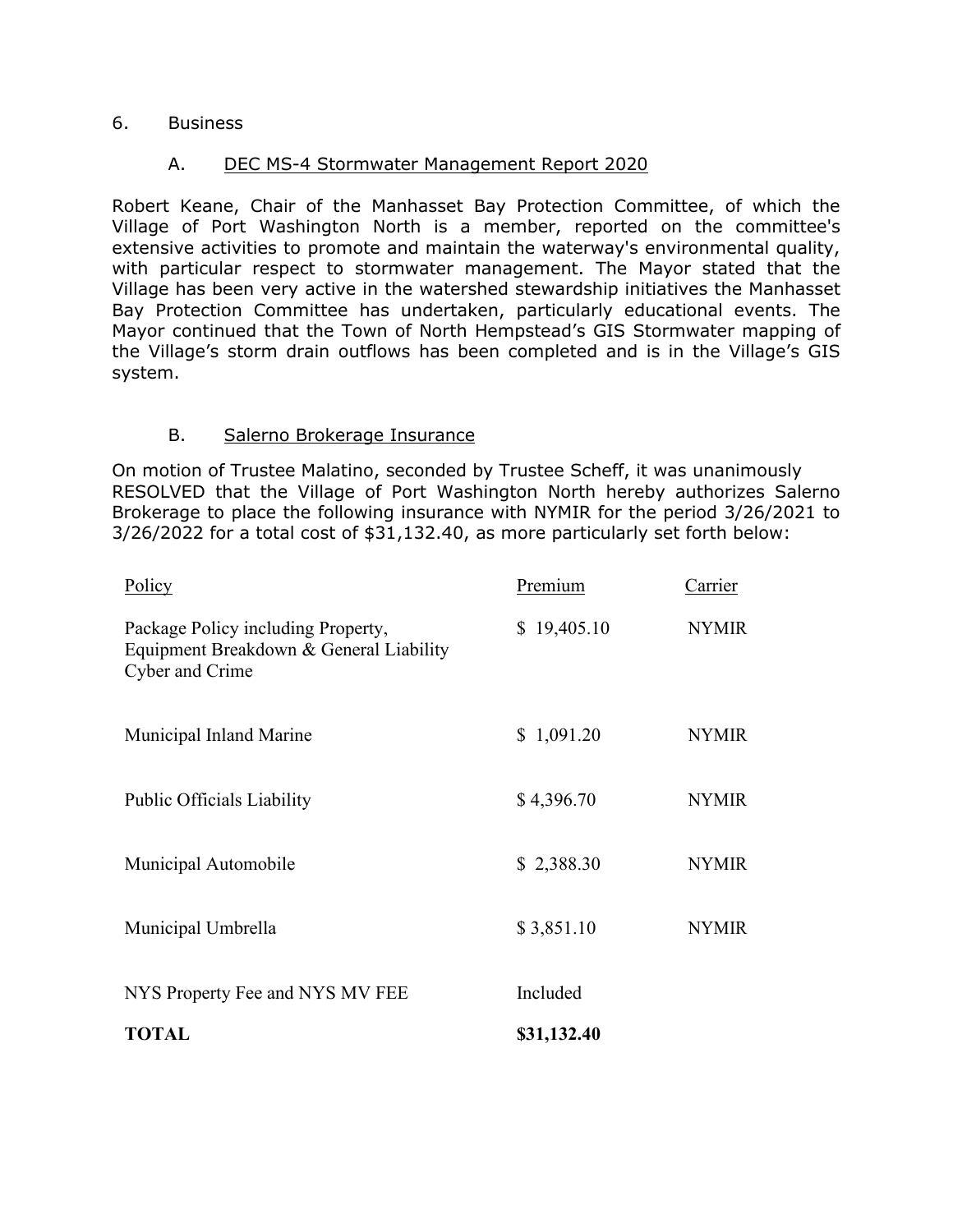6. Business

A. <u>DEC MS-4 Stormwater Management Report 2020</u>

Robert Keane, Chair of the Manhasset Bay Protection Committee, of which the Village of Port Washington North is a member, reported on the committee's extensive activities to promote and maintain the waterway's environmental quality, with particular respect to stormwater management. The Mayor stated that the Village has been very active in the watershed stewardship initiatives the Manhasset Bay Protection Committee has undertaken, particularly educational events. The Mayor continued that the Town of North Hempstead's GIS Stormwater mapping of the Village's storm drain outflows has been completed and is in the Village's GIS system.

B. <u>Salerno Brokerage Insurance</u>

On motion of Trustee Malatino, seconded by Trustee Scheff, it was unanimously RESOLVED that the Village of Port Washington North hereby authorizes Salerno Brokerage to place the following insurance with NYMIR for the period 3/26/2021 to 3/26/2022 for a total cost of $31,132.40, as more particularly set forth below:

| Policy | Premium | Carrier |
|---|---|---|
| Package Policy including Property, Equipment Breakdown & General Liability Cyber and Crime | $ 19,405.10 | NYMIR |
| Municipal Inland Marine | $ 1,091.20 | NYMIR |
| Public Officials Liability | $ 4,396.70 | NYMIR |
| Municipal Automobile | $ 2,388.30 | NYMIR |
| Municipal Umbrella | $ 3,851.10 | NYMIR |
| NYS Property Fee and NYS MV FEE | Included | |
| **TOTAL** | **$31,132.40** | |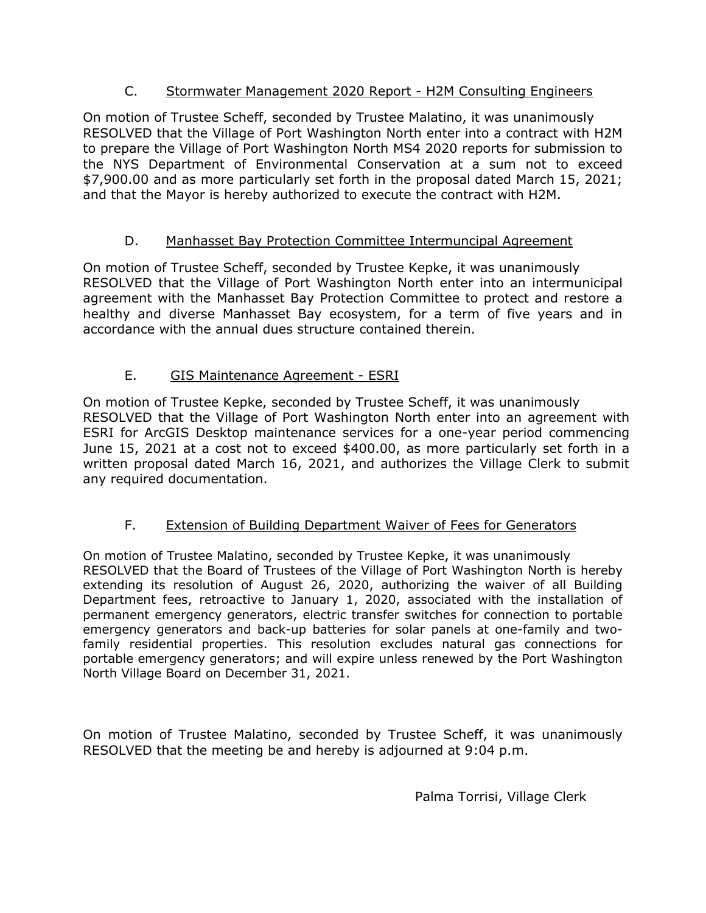### C. <u>Stormwater Management 2020 Report - H2M Consulting Engineers</u>

On motion of Trustee Scheff, seconded by Trustee Malatino, it was unanimously RESOLVED that the Village of Port Washington North enter into a contract with H2M to prepare the Village of Port Washington North MS4 2020 reports for submission to the NYS Department of Environmental Conservation at a sum not to exceed $7,900.00 and as more particularly set forth in the proposal dated March 15, 2021; and that the Mayor is hereby authorized to execute the contract with H2M.

### D. <u>Manhasset Bay Protection Committee Intermuncipal Agreement</u>

On motion of Trustee Scheff, seconded by Trustee Kepke, it was unanimously RESOLVED that the Village of Port Washington North enter into an intermunicipal agreement with the Manhasset Bay Protection Committee to protect and restore a healthy and diverse Manhasset Bay ecosystem, for a term of five years and in accordance with the annual dues structure contained therein.

### E. <u>GIS Maintenance Agreement - ESRI</u>

On motion of Trustee Kepke, seconded by Trustee Scheff, it was unanimously RESOLVED that the Village of Port Washington North enter into an agreement with ESRI for ArcGIS Desktop maintenance services for a one-year period commencing June 15, 2021 at a cost not to exceed $400.00, as more particularly set forth in a written proposal dated March 16, 2021, and authorizes the Village Clerk to submit any required documentation.

### F. <u>Extension of Building Department Waiver of Fees for Generators</u>

On motion of Trustee Malatino, seconded by Trustee Kepke, it was unanimously RESOLVED that the Board of Trustees of the Village of Port Washington North is hereby extending its resolution of August 26, 2020, authorizing the waiver of all Building Department fees, retroactive to January 1, 2020, associated with the installation of permanent emergency generators, electric transfer switches for connection to portable emergency generators and back-up batteries for solar panels at one-family and two-family residential properties. This resolution excludes natural gas connections for portable emergency generators; and will expire unless renewed by the Port Washington North Village Board on December 31, 2021.

On motion of Trustee Malatino, seconded by Trustee Scheff, it was unanimously RESOLVED that the meeting be and hereby is adjourned at 9:04 p.m.

Palma Torrisi, Village Clerk